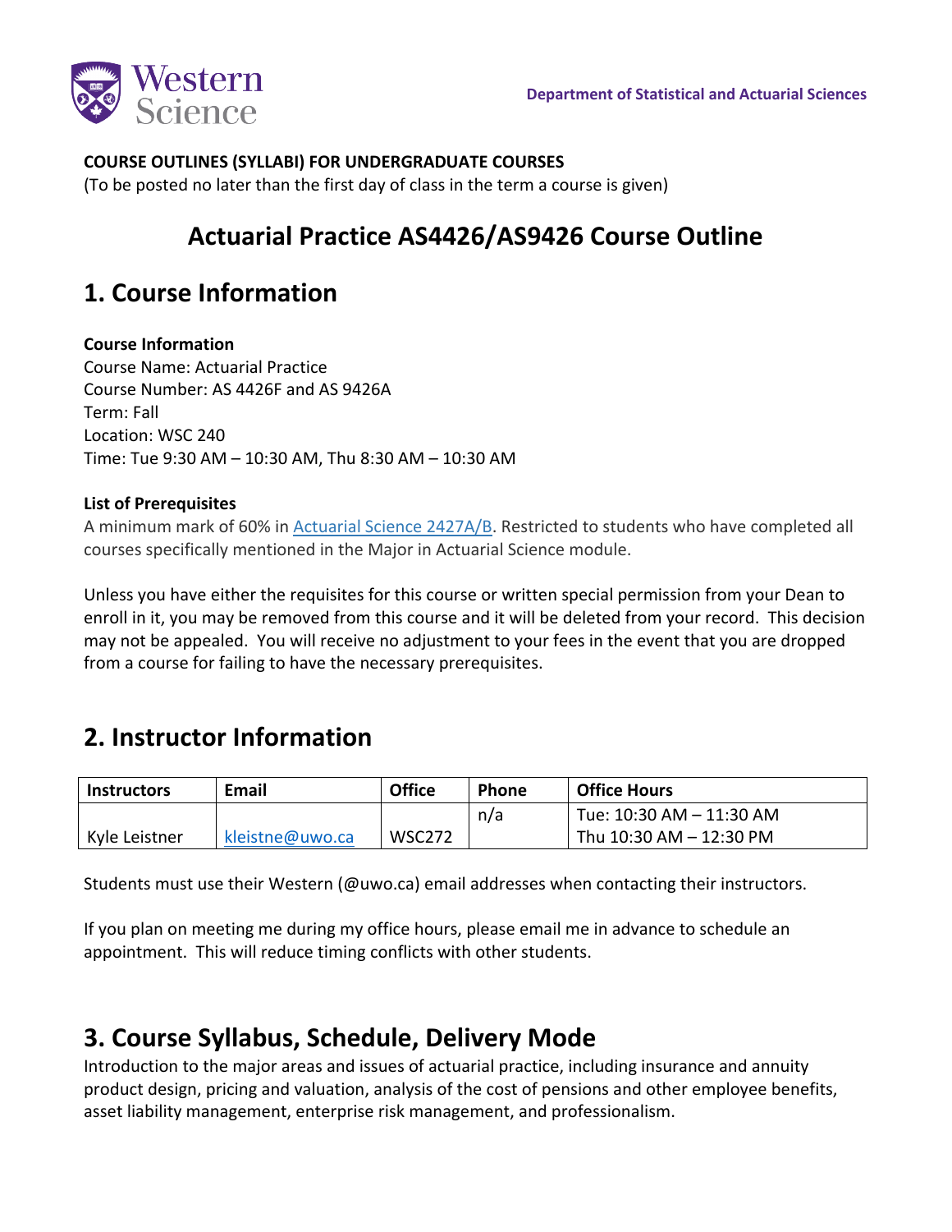Department of Statistical and Actuarial Sciences

**COURSE OUTLINES (SYLLABI) FOR UNDERGRADUATE COURSES**
(To be posted no later than the first day of class in the term a course is given)

# Actuarial Practice AS4426/AS9426 Course Outline

## 1. Course Information

**Course Information**
Course Name: Actuarial Practice
Course Number: AS 4426F and AS 9426A
Term: Fall
Location: WSC 240
Time: Tue 9:30 AM – 10:30 AM, Thu 8:30 AM – 10:30 AM

**List of Prerequisites**
A minimum mark of 60% in Actuarial Science 2427A/B. Restricted to students who have completed all courses specifically mentioned in the Major in Actuarial Science module.

Unless you have either the requisites for this course or written special permission from your Dean to enroll in it, you may be removed from this course and it will be deleted from your record. This decision may not be appealed. You will receive no adjustment to your fees in the event that you are dropped from a course for failing to have the necessary prerequisites.

## 2. Instructor Information

| Instructors | Email | Office | Phone | Office Hours |
|---|---|---|---|---|
| Kyle Leistner | kleistne@uwo.ca | WSC272 | n/a | Tue: 10:30 AM – 11:30 AM<br>Thu 10:30 AM – 12:30 PM |

Students must use their Western (@uwo.ca) email addresses when contacting their instructors.

If you plan on meeting me during my office hours, please email me in advance to schedule an appointment. This will reduce timing conflicts with other students.

## 3. Course Syllabus, Schedule, Delivery Mode

Introduction to the major areas and issues of actuarial practice, including insurance and annuity product design, pricing and valuation, analysis of the cost of pensions and other employee benefits, asset liability management, enterprise risk management, and professionalism.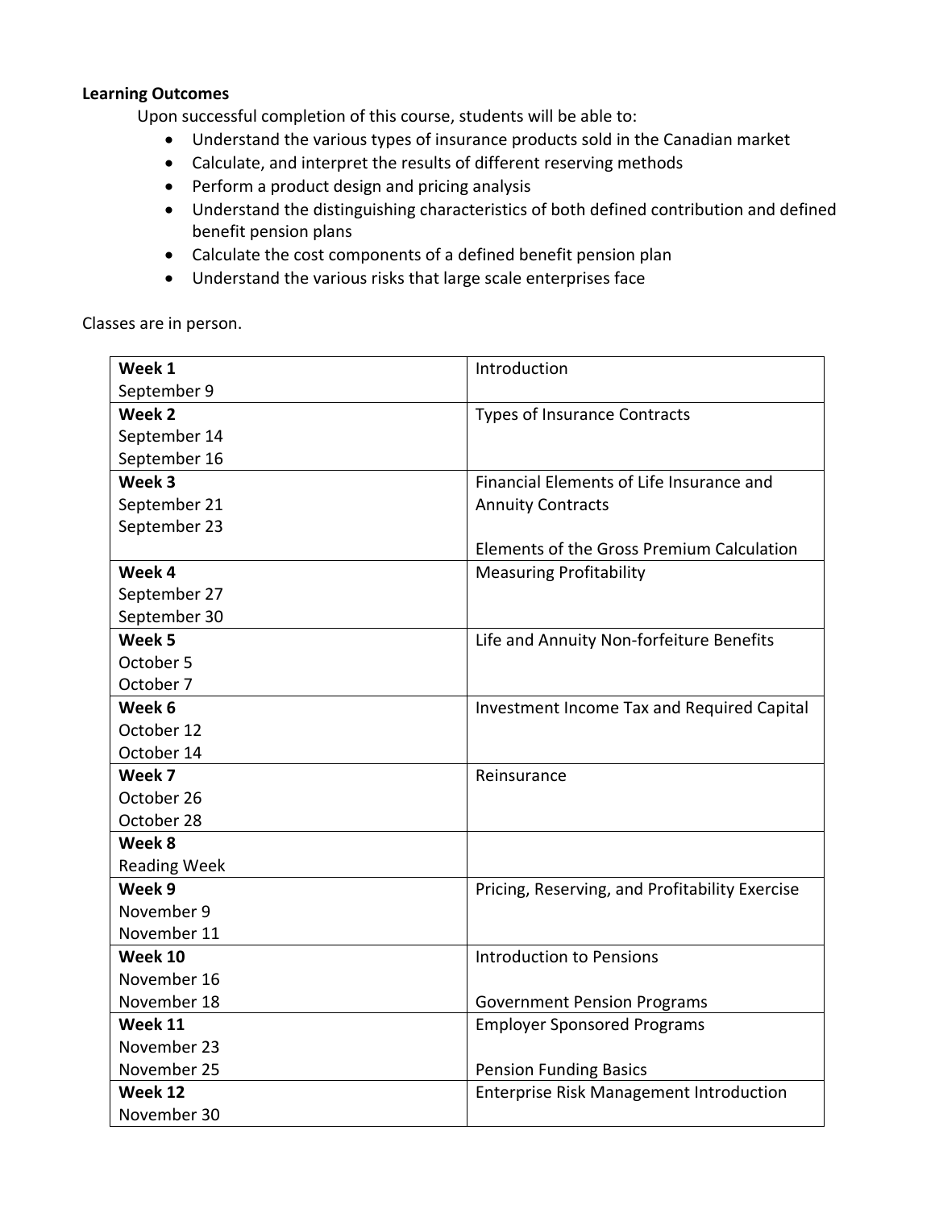**Learning Outcomes**

Upon successful completion of this course, students will be able to:

- Understand the various types of insurance products sold in the Canadian market
- Calculate, and interpret the results of different reserving methods
- Perform a product design and pricing analysis
- Understand the distinguishing characteristics of both defined contribution and defined benefit pension plans
- Calculate the cost components of a defined benefit pension plan
- Understand the various risks that large scale enterprises face

Classes are in person.

| Week | Topic |
|---|---|
| **Week 1**<br>September 9 | Introduction |
| **Week 2**<br>September 14<br>September 16 | Types of Insurance Contracts |
| **Week 3**<br>September 21<br>September 23 | Financial Elements of Life Insurance and Annuity Contracts<br><br>Elements of the Gross Premium Calculation |
| **Week 4**<br>September 27<br>September 30 | Measuring Profitability |
| **Week 5**<br>October 5<br>October 7 | Life and Annuity Non-forfeiture Benefits |
| **Week 6**<br>October 12<br>October 14 | Investment Income Tax and Required Capital |
| **Week 7**<br>October 26<br>October 28 | Reinsurance |
| **Week 8**<br>Reading Week | |
| **Week 9**<br>November 9<br>November 11 | Pricing, Reserving, and Profitability Exercise |
| **Week 10**<br>November 16<br>November 18 | Introduction to Pensions<br><br>Government Pension Programs |
| **Week 11**<br>November 23<br>November 25 | Employer Sponsored Programs<br><br>Pension Funding Basics |
| **Week 12**<br>November 30 | Enterprise Risk Management Introduction |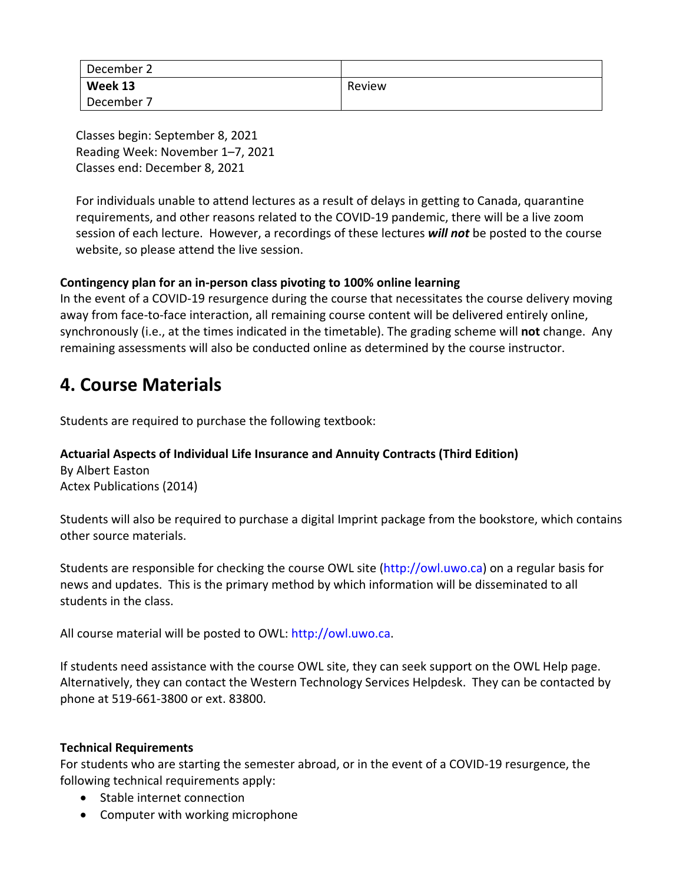| December 2 | |
| --- | --- |
| **Week 13**<br>December 7 | Review |

Classes begin: September 8, 2021
Reading Week: November 1–7, 2021
Classes end: December 8, 2021

For individuals unable to attend lectures as a result of delays in getting to Canada, quarantine requirements, and other reasons related to the COVID-19 pandemic, there will be a live zoom session of each lecture. However, a recordings of these lectures ***will not*** be posted to the course website, so please attend the live session.

**Contingency plan for an in-person class pivoting to 100% online learning**
In the event of a COVID-19 resurgence during the course that necessitates the course delivery moving away from face-to-face interaction, all remaining course content will be delivered entirely online, synchronously (i.e., at the times indicated in the timetable). The grading scheme will **not** change. Any remaining assessments will also be conducted online as determined by the course instructor.

# 4. Course Materials

Students are required to purchase the following textbook:

**Actuarial Aspects of Individual Life Insurance and Annuity Contracts (Third Edition)**
By Albert Easton
Actex Publications (2014)

Students will also be required to purchase a digital Imprint package from the bookstore, which contains other source materials.

Students are responsible for checking the course OWL site (http://owl.uwo.ca) on a regular basis for news and updates. This is the primary method by which information will be disseminated to all students in the class.

All course material will be posted to OWL: http://owl.uwo.ca.

If students need assistance with the course OWL site, they can seek support on the OWL Help page. Alternatively, they can contact the Western Technology Services Helpdesk. They can be contacted by phone at 519-661-3800 or ext. 83800.

**Technical Requirements**
For students who are starting the semester abroad, or in the event of a COVID-19 resurgence, the following technical requirements apply:

- Stable internet connection
- Computer with working microphone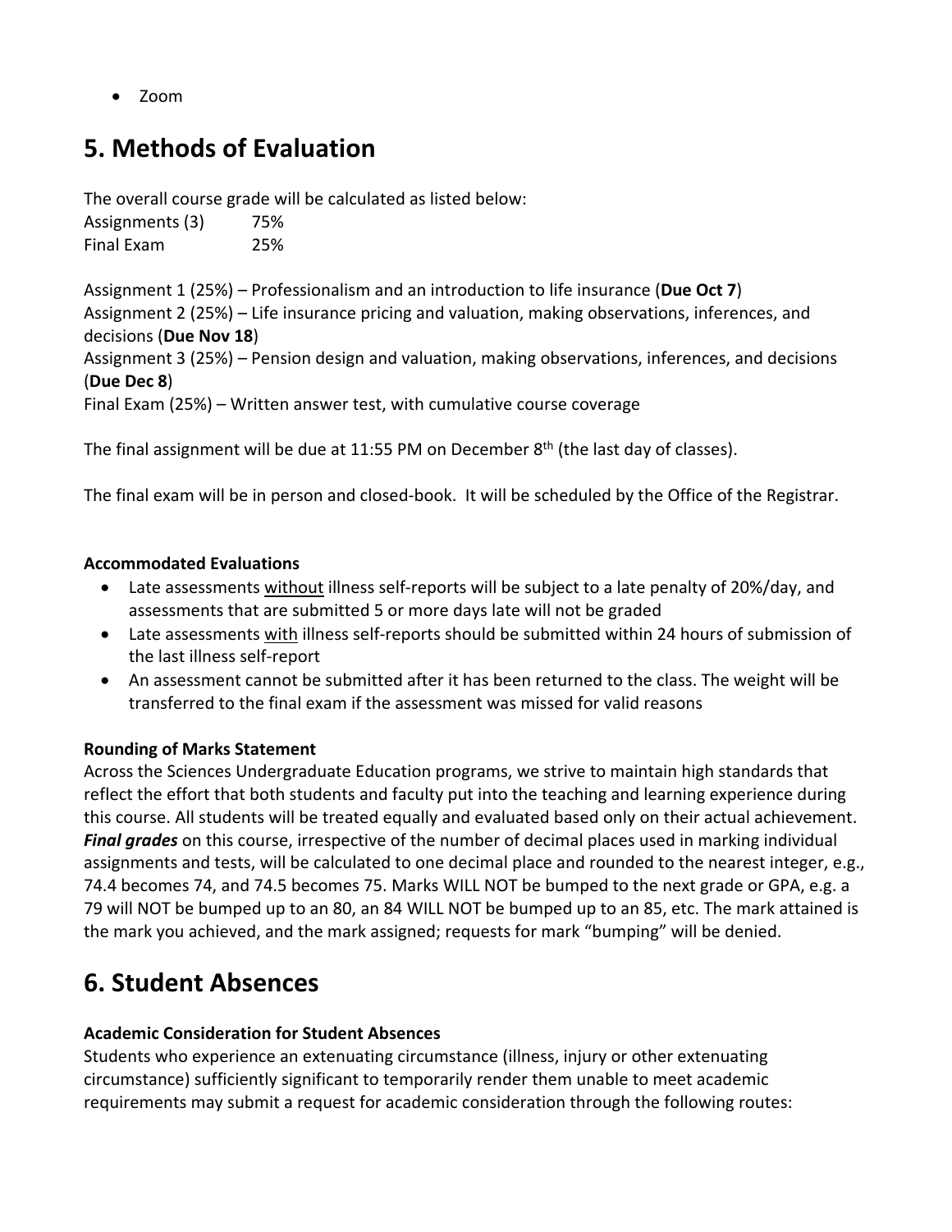- Zoom

## 5. Methods of Evaluation

The overall course grade will be calculated as listed below:

| | |
|---|---|
| Assignments (3) | 75% |
| Final Exam | 25% |

Assignment 1 (25%) – Professionalism and an introduction to life insurance (**Due Oct 7**)
Assignment 2 (25%) – Life insurance pricing and valuation, making observations, inferences, and decisions (**Due Nov 18**)
Assignment 3 (25%) – Pension design and valuation, making observations, inferences, and decisions (**Due Dec 8**)
Final Exam (25%) – Written answer test, with cumulative course coverage

The final assignment will be due at 11:55 PM on December 8th (the last day of classes).

The final exam will be in person and closed-book. It will be scheduled by the Office of the Registrar.

**Accommodated Evaluations**

- Late assessments without illness self-reports will be subject to a late penalty of 20%/day, and assessments that are submitted 5 or more days late will not be graded
- Late assessments with illness self-reports should be submitted within 24 hours of submission of the last illness self-report
- An assessment cannot be submitted after it has been returned to the class. The weight will be transferred to the final exam if the assessment was missed for valid reasons

**Rounding of Marks Statement**
Across the Sciences Undergraduate Education programs, we strive to maintain high standards that reflect the effort that both students and faculty put into the teaching and learning experience during this course. All students will be treated equally and evaluated based only on their actual achievement. ***Final grades*** on this course, irrespective of the number of decimal places used in marking individual assignments and tests, will be calculated to one decimal place and rounded to the nearest integer, e.g., 74.4 becomes 74, and 74.5 becomes 75. Marks WILL NOT be bumped to the next grade or GPA, e.g. a 79 will NOT be bumped up to an 80, an 84 WILL NOT be bumped up to an 85, etc. The mark attained is the mark you achieved, and the mark assigned; requests for mark "bumping" will be denied.

## 6. Student Absences

**Academic Consideration for Student Absences**
Students who experience an extenuating circumstance (illness, injury or other extenuating circumstance) sufficiently significant to temporarily render them unable to meet academic requirements may submit a request for academic consideration through the following routes: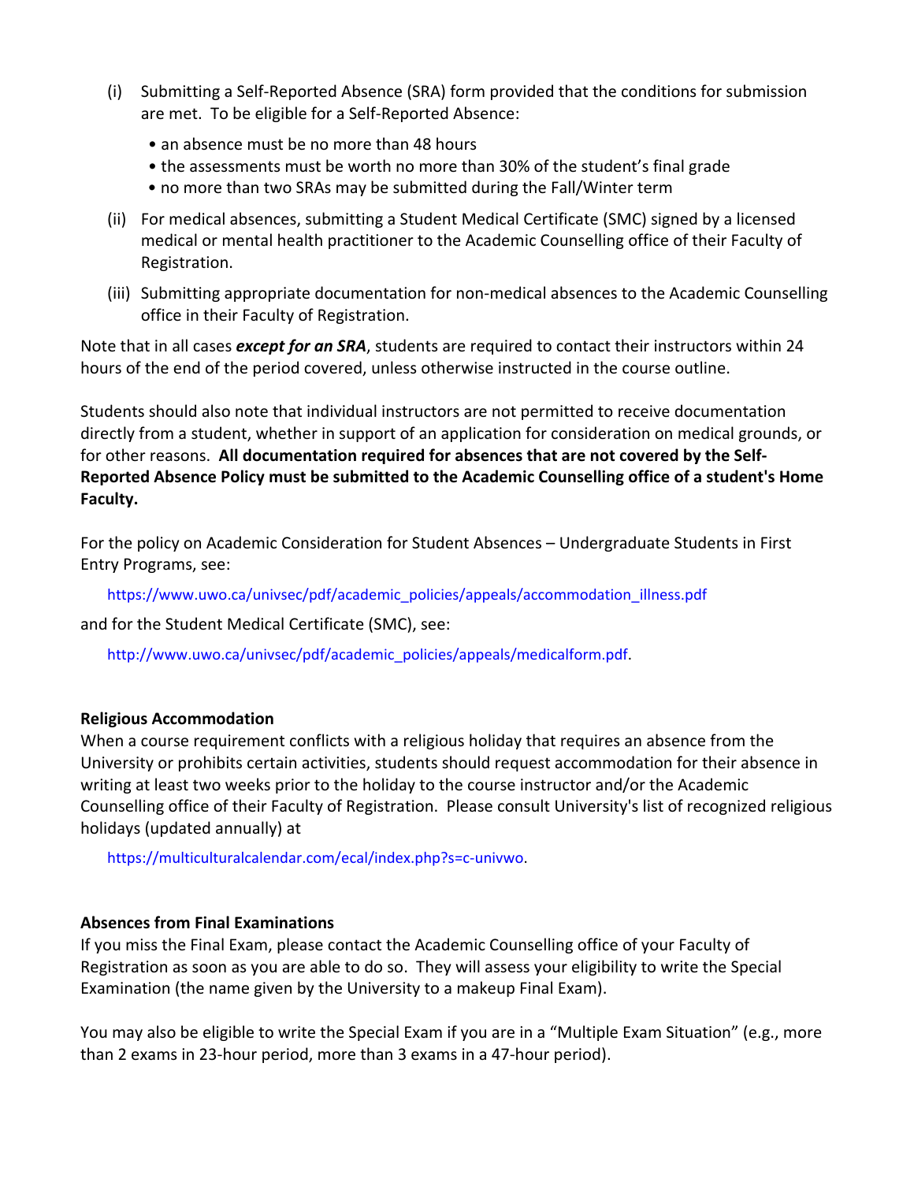(i) Submitting a Self-Reported Absence (SRA) form provided that the conditions for submission are met. To be eligible for a Self-Reported Absence:

- an absence must be no more than 48 hours
- the assessments must be worth no more than 30% of the student's final grade
- no more than two SRAs may be submitted during the Fall/Winter term

(ii) For medical absences, submitting a Student Medical Certificate (SMC) signed by a licensed medical or mental health practitioner to the Academic Counselling office of their Faculty of Registration.

(iii) Submitting appropriate documentation for non-medical absences to the Academic Counselling office in their Faculty of Registration.

Note that in all cases ***except for an SRA***, students are required to contact their instructors within 24 hours of the end of the period covered, unless otherwise instructed in the course outline.

Students should also note that individual instructors are not permitted to receive documentation directly from a student, whether in support of an application for consideration on medical grounds, or for other reasons. **All documentation required for absences that are not covered by the Self-Reported Absence Policy must be submitted to the Academic Counselling office of a student's Home Faculty.**

For the policy on Academic Consideration for Student Absences – Undergraduate Students in First Entry Programs, see:

https://www.uwo.ca/univsec/pdf/academic_policies/appeals/accommodation_illness.pdf

and for the Student Medical Certificate (SMC), see:

http://www.uwo.ca/univsec/pdf/academic_policies/appeals/medicalform.pdf.

**Religious Accommodation**

When a course requirement conflicts with a religious holiday that requires an absence from the University or prohibits certain activities, students should request accommodation for their absence in writing at least two weeks prior to the holiday to the course instructor and/or the Academic Counselling office of their Faculty of Registration. Please consult University's list of recognized religious holidays (updated annually) at

https://multiculturalcalendar.com/ecal/index.php?s=c-univwo.

**Absences from Final Examinations**

If you miss the Final Exam, please contact the Academic Counselling office of your Faculty of Registration as soon as you are able to do so. They will assess your eligibility to write the Special Examination (the name given by the University to a makeup Final Exam).

You may also be eligible to write the Special Exam if you are in a "Multiple Exam Situation" (e.g., more than 2 exams in 23-hour period, more than 3 exams in a 47-hour period).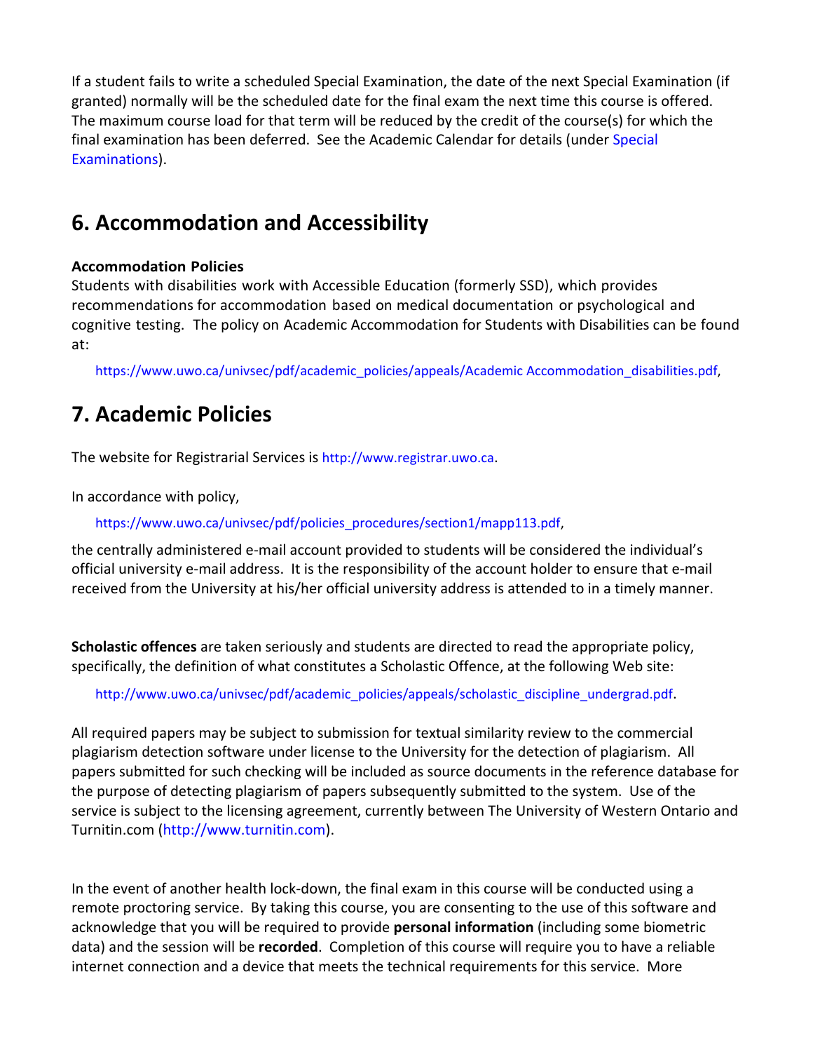If a student fails to write a scheduled Special Examination, the date of the next Special Examination (if granted) normally will be the scheduled date for the final exam the next time this course is offered. The maximum course load for that term will be reduced by the credit of the course(s) for which the final examination has been deferred. See the Academic Calendar for details (under Special Examinations).

## 6. Accommodation and Accessibility

**Accommodation Policies**
Students with disabilities work with Accessible Education (formerly SSD), which provides recommendations for accommodation based on medical documentation or psychological and cognitive testing. The policy on Academic Accommodation for Students with Disabilities can be found at:

https://www.uwo.ca/univsec/pdf/academic_policies/appeals/Academic Accommodation_disabilities.pdf,

## 7. Academic Policies

The website for Registrarial Services is http://www.registrar.uwo.ca.

In accordance with policy,

https://www.uwo.ca/univsec/pdf/policies_procedures/section1/mapp113.pdf,

the centrally administered e-mail account provided to students will be considered the individual's official university e-mail address. It is the responsibility of the account holder to ensure that e-mail received from the University at his/her official university address is attended to in a timely manner.

**Scholastic offences** are taken seriously and students are directed to read the appropriate policy, specifically, the definition of what constitutes a Scholastic Offence, at the following Web site:

http://www.uwo.ca/univsec/pdf/academic_policies/appeals/scholastic_discipline_undergrad.pdf.

All required papers may be subject to submission for textual similarity review to the commercial plagiarism detection software under license to the University for the detection of plagiarism. All papers submitted for such checking will be included as source documents in the reference database for the purpose of detecting plagiarism of papers subsequently submitted to the system. Use of the service is subject to the licensing agreement, currently between The University of Western Ontario and Turnitin.com (http://www.turnitin.com).

In the event of another health lock-down, the final exam in this course will be conducted using a remote proctoring service. By taking this course, you are consenting to the use of this software and acknowledge that you will be required to provide **personal information** (including some biometric data) and the session will be **recorded**. Completion of this course will require you to have a reliable internet connection and a device that meets the technical requirements for this service. More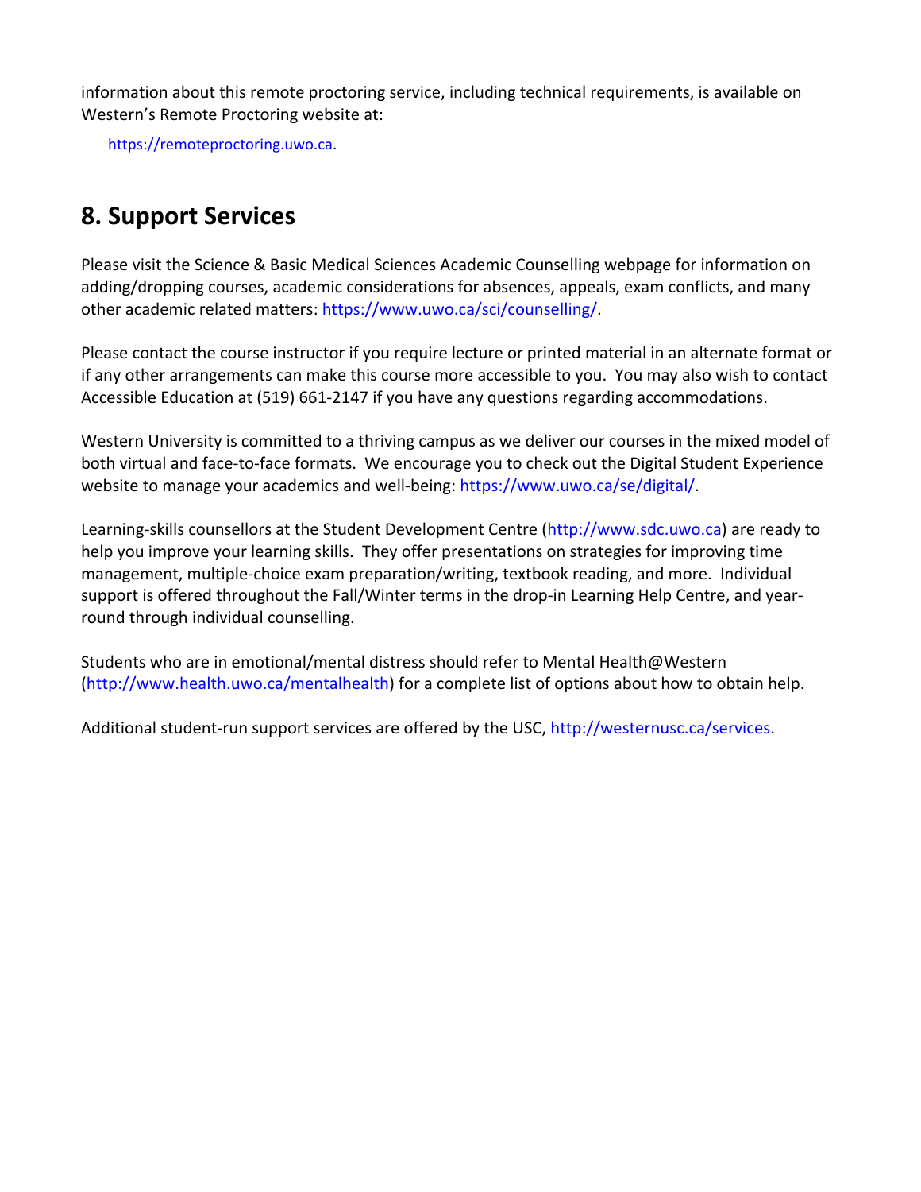information about this remote proctoring service, including technical requirements, is available on Western's Remote Proctoring website at:

https://remoteproctoring.uwo.ca.

## 8. Support Services

Please visit the Science & Basic Medical Sciences Academic Counselling webpage for information on adding/dropping courses, academic considerations for absences, appeals, exam conflicts, and many other academic related matters: https://www.uwo.ca/sci/counselling/.

Please contact the course instructor if you require lecture or printed material in an alternate format or if any other arrangements can make this course more accessible to you. You may also wish to contact Accessible Education at (519) 661-2147 if you have any questions regarding accommodations.

Western University is committed to a thriving campus as we deliver our courses in the mixed model of both virtual and face-to-face formats. We encourage you to check out the Digital Student Experience website to manage your academics and well-being: https://www.uwo.ca/se/digital/.

Learning-skills counsellors at the Student Development Centre (http://www.sdc.uwo.ca) are ready to help you improve your learning skills. They offer presentations on strategies for improving time management, multiple-choice exam preparation/writing, textbook reading, and more. Individual support is offered throughout the Fall/Winter terms in the drop-in Learning Help Centre, and year-round through individual counselling.

Students who are in emotional/mental distress should refer to Mental Health@Western (http://www.health.uwo.ca/mentalhealth) for a complete list of options about how to obtain help.

Additional student-run support services are offered by the USC, http://westernusc.ca/services.